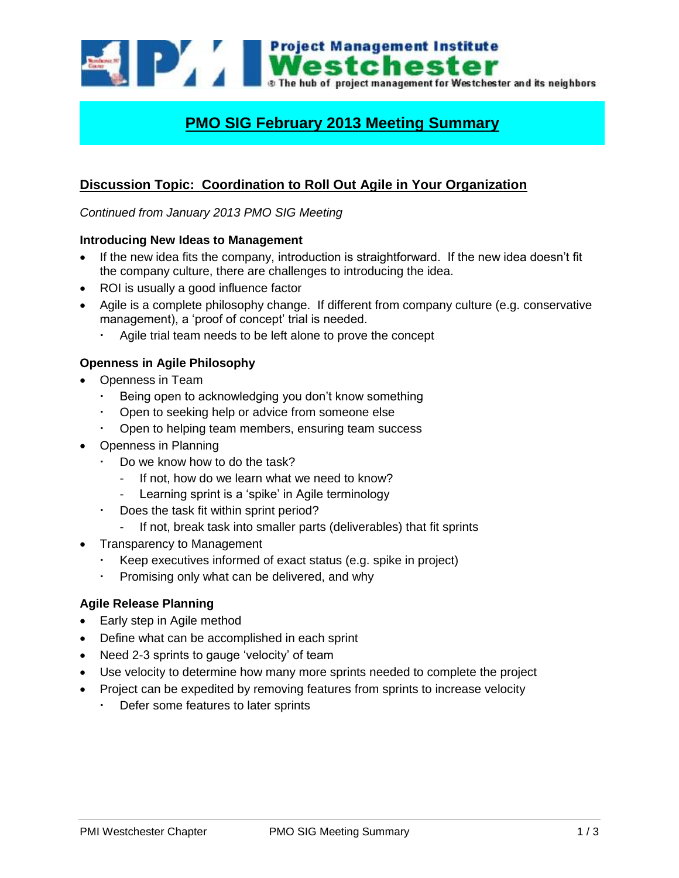Project Management Institute
**Westchester**
The hub of project management for Westchester and its neighbors

# PMO SIG February 2013 Meeting Summary

## Discussion Topic: Coordination to Roll Out Agile in Your Organization

*Continued from January 2013 PMO SIG Meeting*

### Introducing New Ideas to Management

- If the new idea fits the company, introduction is straightforward. If the new idea doesn't fit the company culture, there are challenges to introducing the idea.
- ROI is usually a good influence factor
- Agile is a complete philosophy change. If different from company culture (e.g. conservative management), a 'proof of concept' trial is needed.
  - Agile trial team needs to be left alone to prove the concept

### Openness in Agile Philosophy

- Openness in Team
  - Being open to acknowledging you don't know something
  - Open to seeking help or advice from someone else
  - Open to helping team members, ensuring team success
- Openness in Planning
  - Do we know how to do the task?
    - If not, how do we learn what we need to know?
    - Learning sprint is a 'spike' in Agile terminology
  - Does the task fit within sprint period?
    - If not, break task into smaller parts (deliverables) that fit sprints
- Transparency to Management
  - Keep executives informed of exact status (e.g. spike in project)
  - Promising only what can be delivered, and why

### Agile Release Planning

- Early step in Agile method
- Define what can be accomplished in each sprint
- Need 2-3 sprints to gauge 'velocity' of team
- Use velocity to determine how many more sprints needed to complete the project
- Project can be expedited by removing features from sprints to increase velocity
  - Defer some features to later sprints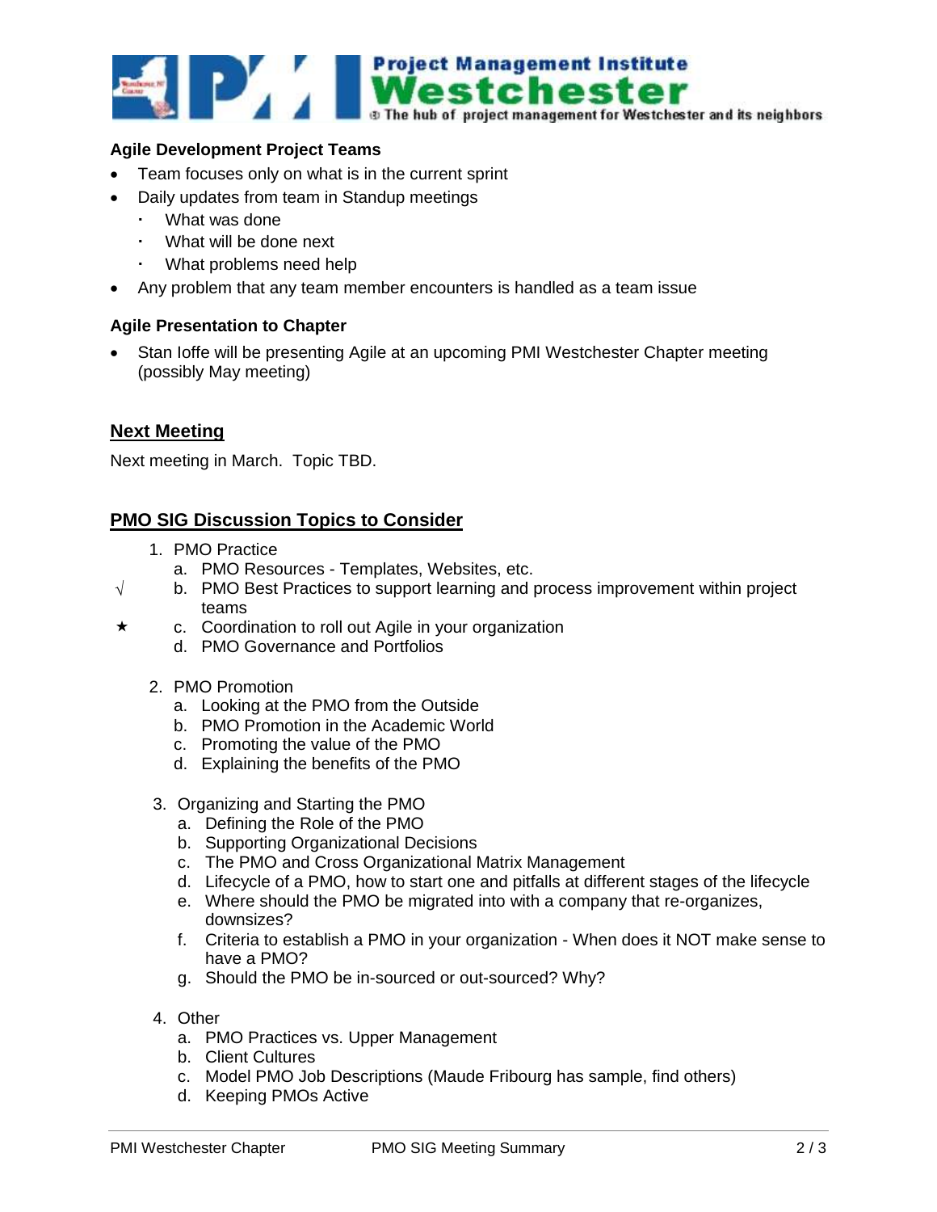**Agile Development Project Teams**

- Team focuses only on what is in the current sprint
- Daily updates from team in Standup meetings
  - What was done
  - What will be done next
  - What problems need help
- Any problem that any team member encounters is handled as a team issue

**Agile Presentation to Chapter**

- Stan Ioffe will be presenting Agile at an upcoming PMI Westchester Chapter meeting (possibly May meeting)

## Next Meeting

Next meeting in March. Topic TBD.

## PMO SIG Discussion Topics to Consider

1. PMO Practice
   a. PMO Resources - Templates, Websites, etc.
   √ b. PMO Best Practices to support learning and process improvement within project teams
   ★ c. Coordination to roll out Agile in your organization
   d. PMO Governance and Portfolios

2. PMO Promotion
   a. Looking at the PMO from the Outside
   b. PMO Promotion in the Academic World
   c. Promoting the value of the PMO
   d. Explaining the benefits of the PMO

3. Organizing and Starting the PMO
   a. Defining the Role of the PMO
   b. Supporting Organizational Decisions
   c. The PMO and Cross Organizational Matrix Management
   d. Lifecycle of a PMO, how to start one and pitfalls at different stages of the lifecycle
   e. Where should the PMO be migrated into with a company that re-organizes, downsizes?
   f. Criteria to establish a PMO in your organization - When does it NOT make sense to have a PMO?
   g. Should the PMO be in-sourced or out-sourced? Why?

4. Other
   a. PMO Practices vs. Upper Management
   b. Client Cultures
   c. Model PMO Job Descriptions (Maude Fribourg has sample, find others)
   d. Keeping PMOs Active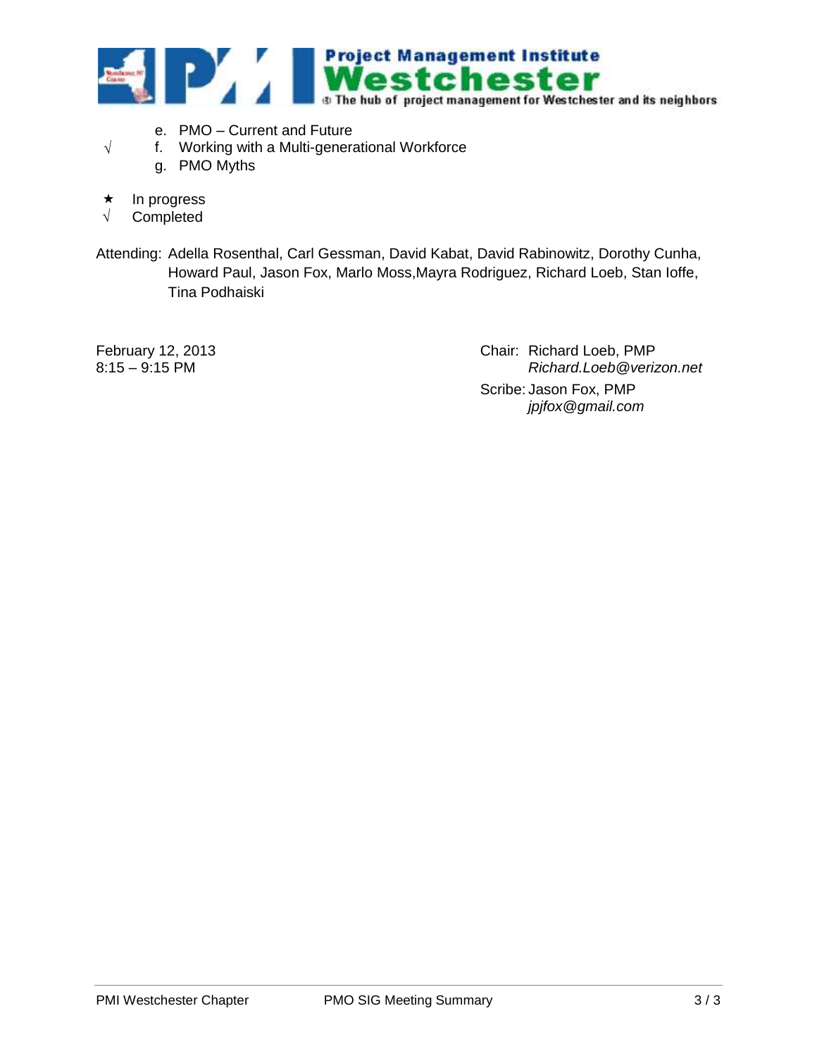e. PMO – Current and Future

√ f. Working with a Multi-generational Workforce

g. PMO Myths

★ In progress

√ Completed

Attending: Adella Rosenthal, Carl Gessman, David Kabat, David Rabinowitz, Dorothy Cunha, Howard Paul, Jason Fox, Marlo Moss,Mayra Rodriguez, Richard Loeb, Stan Ioffe, Tina Podhaiski

February 12, 2013
8:15 – 9:15 PM

Chair: Richard Loeb, PMP
*Richard.Loeb@verizon.net*

Scribe: Jason Fox, PMP
*jpjfox@gmail.com*